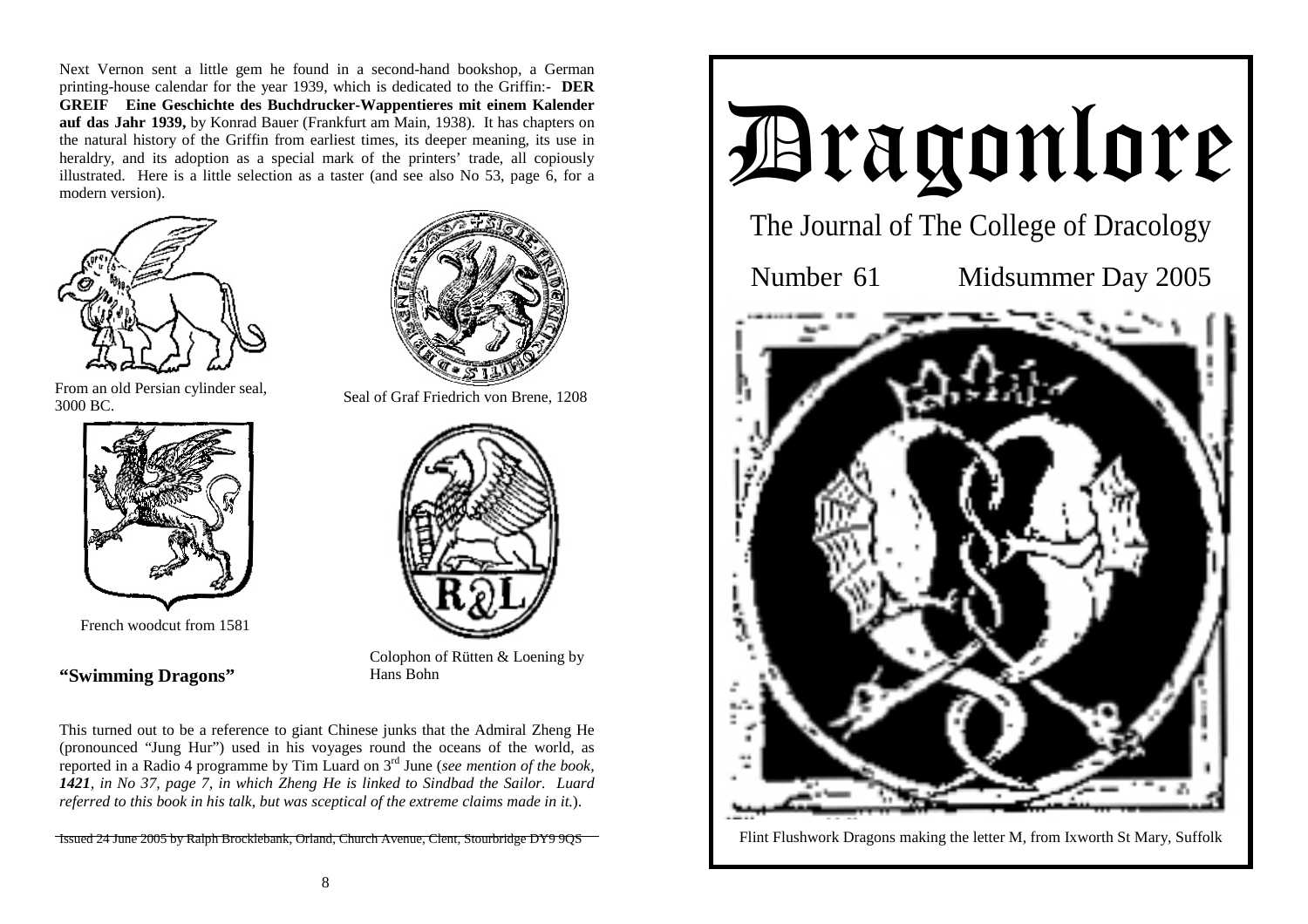Next Vernon sent a little gem he found in a second-hand bookshop, a German printing-house calendar for the year 1939, which is dedicated to the Griffin:- **DER GREIF Eine Geschichte des Buchdrucker-Wappentieres mit einem Kalender auf das Jahr 1939,** by Konrad Bauer (Frankfurt am Main, 1938). It has chapters on the natural history of the Griffin from earliest times, its deeper meaning, its use in heraldry, and its adoption as a special mark of the printers' trade, all copiously illustrated. Here is a little selection as a taster (and see also No 53, page 6, for a modern version).

From an old Persian cylinder seal, 3000 BC.

Seal of Graf Friedrich von Brene, 1208

French woodcut from 1581

Colophon of Rütten & Loening by Hans Bohn

### "Swimming Dragons"

This turned out to be a reference to giant Chinese junks that the Admiral Zheng He (pronounced "Jung Hur") used in his voyages round the oceans of the world, as reported in a Radio 4 programme by Tim Luard on 3rd June (*see mention of the book, **1421**, in No 37, page 7, in which Zheng He is linked to Sindbad the Sailor. Luard referred to this book in his talk, but was sceptical of the extreme claims made in it.*).

Issued 24 June 2005 by Ralph Brocklebank, Orland, Church Avenue, Clent, Stourbridge DY9 9QS

# Dragonlore

## The Journal of The College of Dracology

Number 61 Midsummer Day 2005

Flint Flushwork Dragons making the letter M, from Ixworth St Mary, Suffolk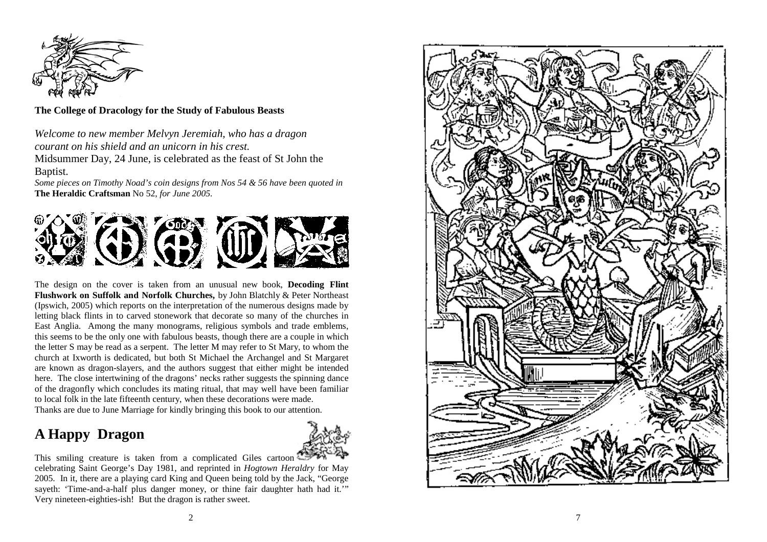**The College of Dracology for the Study of Fabulous Beasts**

*Welcome to new member Melvyn Jeremiah, who has a dragon courant on his shield and an unicorn in his crest.*

Midsummer Day, 24 June, is celebrated as the feast of St John the Baptist.

*Some pieces on Timothy Noad's coin designs from Nos 54 & 56 have been quoted in* **The Heraldic Craftsman** No 52, *for June 2005.*

The design on the cover is taken from an unusual new book, **Decoding Flint Flushwork on Suffolk and Norfolk Churches,** by John Blatchly & Peter Northeast (Ipswich, 2005) which reports on the interpretation of the numerous designs made by letting black flints in to carved stonework that decorate so many of the churches in East Anglia. Among the many monograms, religious symbols and trade emblems, this seems to be the only one with fabulous beasts, though there are a couple in which the letter S may be read as a serpent. The letter M may refer to St Mary, to whom the church at Ixworth is dedicated, but both St Michael the Archangel and St Margaret are known as dragon-slayers, and the authors suggest that either might be intended here. The close intertwining of the dragons' necks rather suggests the spinning dance of the dragonfly which concludes its mating ritual, that may well have been familiar to local folk in the late fifteenth century, when these decorations were made.

Thanks are due to June Marriage for kindly bringing this book to our attention.

## A Happy Dragon

This smiling creature is taken from a complicated Giles cartoon celebrating Saint George's Day 1981, and reprinted in *Hogtown Heraldry* for May 2005. In it, there are a playing card King and Queen being told by the Jack, "George sayeth: 'Time-and-a-half plus danger money, or thine fair daughter hath had it.'" Very nineteen-eighties-ish! But the dragon is rather sweet.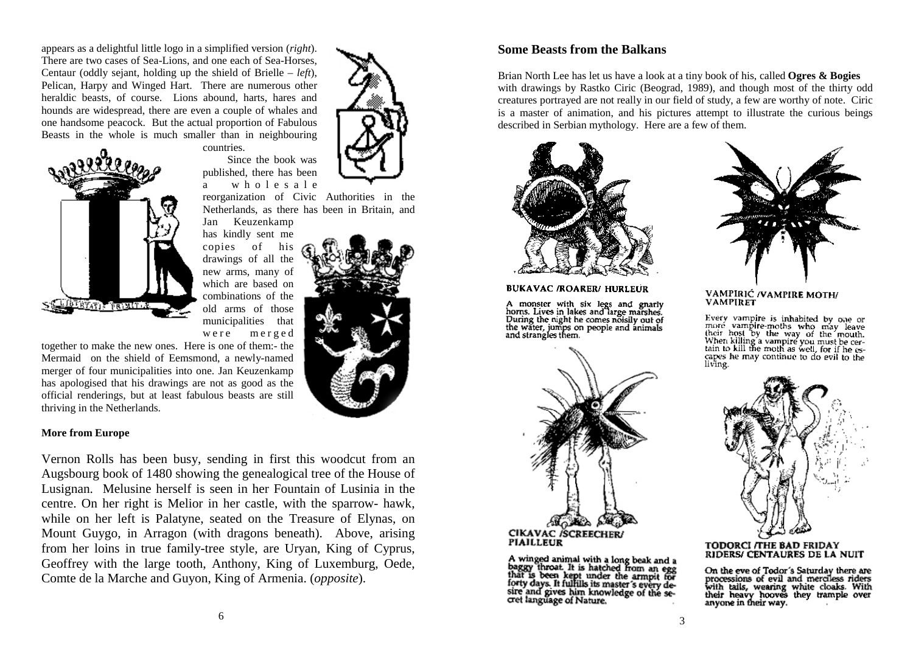appears as a delightful little logo in a simplified version (*right*). There are two cases of Sea-Lions, and one each of Sea-Horses, Centaur (oddly sejant, holding up the shield of Brielle – *left*), Pelican, Harpy and Winged Hart. There are numerous other heraldic beasts, of course. Lions abound, harts, hares and hounds are widespread, there are even a couple of whales and one handsome peacock. But the actual proportion of Fabulous Beasts in the whole is much smaller than in neighbouring countries.

Since the book was published, there has been a wholesale reorganization of Civic Authorities in the Netherlands, as there has been in Britain, and Jan Keuzenkamp has kindly sent me copies of his drawings of all the new arms, many of which are based on combinations of the old arms of those municipalities that were merged together to make the new ones. Here is one of them:- the Mermaid on the shield of Eemsmond, a newly-named merger of four municipalities into one. Jan Keuzenkamp has apologised that his drawings are not as good as the official renderings, but at least fabulous beasts are still thriving in the Netherlands.

LIBERTATI PRIMITIAE

#### More from Europe

Vernon Rolls has been busy, sending in first this woodcut from an Augsbourg book of 1480 showing the genealogical tree of the House of Lusignan. Melusine herself is seen in her Fountain of Lusinia in the centre. On her right is Melior in her castle, with the sparrow- hawk, while on her left is Palatyne, seated on the Treasure of Elynas, on Mount Guygo, in Arragon (with dragons beneath). Above, arising from her loins in true family-tree style, are Uryan, King of Cyprus, Geoffrey with the large tooth, Anthony, King of Luxemburg, Oede, Comte de la Marche and Guyon, King of Armenia. (*opposite*).

### Some Beasts from the Balkans

Brian North Lee has let us have a look at a tiny book of his, called **Ogres & Bogies** with drawings by Rastko Ciric (Beograd, 1989), and though most of the thirty odd creatures portrayed are not really in our field of study, a few are worthy of note. Ciric is a master of animation, and his pictures attempt to illustrate the curious beings described in Serbian mythology. Here are a few of them.

**BUKAVAC /ROARER/ HURLEUR**

A monster with six legs and gnarly horns. Lives in lakes and large marshes. During the night he comes noisily out of the water, jumps on people and animals and strangles them.

**VAMPIRIĆ /VAMPIRE MOTH/ VAMPIRET**

Every vampire is inhabited by one or more vampire-moths who may leave their host by the way of the mouth. When killing a vampire you must be certain to kill the moth as well, for if he escapes he may continue to do evil to the living.

**CIKAVAC /SCREECHER/ PIAILLEUR**

A winged animal with a long beak and a baggy throat. It is hatched from an egg that is been kept under the armpit for forty days. It fulfills its master's every desire and gives him knowledge of the secret language of Nature.

**TODORCI /THE BAD FRIDAY RIDERS/ CENTAURES DE LA NUIT**

On the eve of Todor's Saturday there are processions of evil and merciless riders with tails, wearing white cloaks. With their heavy hooves they trample over anyone in their way.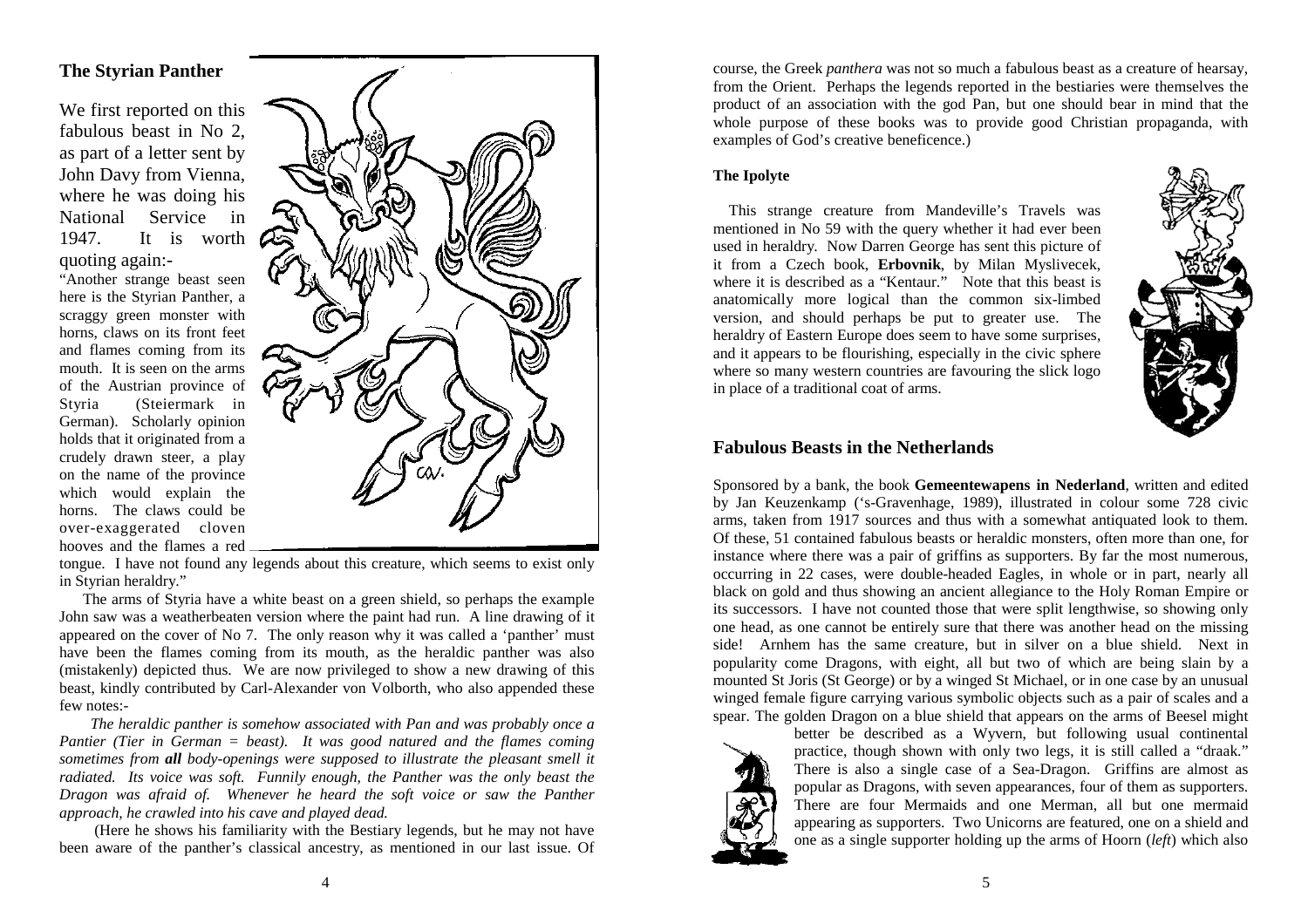## The Styrian Panther

We first reported on this fabulous beast in No 2, as part of a letter sent by John Davy from Vienna, where he was doing his National Service in 1947. It is worth quoting again:-

"Another strange beast seen here is the Styrian Panther, a scraggy green monster with horns, claws on its front feet and flames coming from its mouth. It is seen on the arms of the Austrian province of Styria (Steiermark in German). Scholarly opinion holds that it originated from a crudely drawn steer, a play on the name of the province which would explain the horns. The claws could be over-exaggerated cloven hooves and the flames a red tongue. I have not found any legends about this creature, which seems to exist only in Styrian heraldry."

The arms of Styria have a white beast on a green shield, so perhaps the example John saw was a weatherbeaten version where the paint had run. A line drawing of it appeared on the cover of No 7. The only reason why it was called a 'panther' must have been the flames coming from its mouth, as the heraldic panther was also (mistakenly) depicted thus. We are now privileged to show a new drawing of this beast, kindly contributed by Carl-Alexander von Volborth, who also appended these few notes:-

*The heraldic panther is somehow associated with Pan and was probably once a Pantier (Tier in German = beast). It was good natured and the flames coming sometimes from **all** body-openings were supposed to illustrate the pleasant smell it radiated. Its voice was soft. Funnily enough, the Panther was the only beast the Dragon was afraid of. Whenever he heard the soft voice or saw the Panther approach, he crawled into his cave and played dead.*

(Here he shows his familiarity with the Bestiary legends, but he may not have been aware of the panther's classical ancestry, as mentioned in our last issue. Of course, the Greek *panthera* was not so much a fabulous beast as a creature of hearsay, from the Orient. Perhaps the legends reported in the bestiaries were themselves the product of an association with the god Pan, but one should bear in mind that the whole purpose of these books was to provide good Christian propaganda, with examples of God's creative beneficence.)

### The Ipolyte

This strange creature from Mandeville's Travels was mentioned in No 59 with the query whether it had ever been used in heraldry. Now Darren George has sent this picture of it from a Czech book, **Erbovnik**, by Milan Myslivecek, where it is described as a "Kentaur." Note that this beast is anatomically more logical than the common six-limbed version, and should perhaps be put to greater use. The heraldry of Eastern Europe does seem to have some surprises, and it appears to be flourishing, especially in the civic sphere where so many western countries are favouring the slick logo in place of a traditional coat of arms.

## Fabulous Beasts in the Netherlands

Sponsored by a bank, the book **Gemeentewapens in Nederland**, written and edited by Jan Keuzenkamp ('s-Gravenhage, 1989), illustrated in colour some 728 civic arms, taken from 1917 sources and thus with a somewhat antiquated look to them. Of these, 51 contained fabulous beasts or heraldic monsters, often more than one, for instance where there was a pair of griffins as supporters. By far the most numerous, occurring in 22 cases, were double-headed Eagles, in whole or in part, nearly all black on gold and thus showing an ancient allegiance to the Holy Roman Empire or its successors. I have not counted those that were split lengthwise, so showing only one head, as one cannot be entirely sure that there was another head on the missing side! Arnhem has the same creature, but in silver on a blue shield. Next in popularity come Dragons, with eight, all but two of which are being slain by a mounted St Joris (St George) or by a winged St Michael, or in one case by an unusual winged female figure carrying various symbolic objects such as a pair of scales and a spear. The golden Dragon on a blue shield that appears on the arms of Beesel might better be described as a Wyvern, but following usual continental practice, though shown with only two legs, it is still called a "draak." There is also a single case of a Sea-Dragon. Griffins are almost as popular as Dragons, with seven appearances, four of them as supporters. There are four Mermaids and one Merman, all but one mermaid appearing as supporters. Two Unicorns are featured, one on a shield and one as a single supporter holding up the arms of Hoorn (*left*) which also